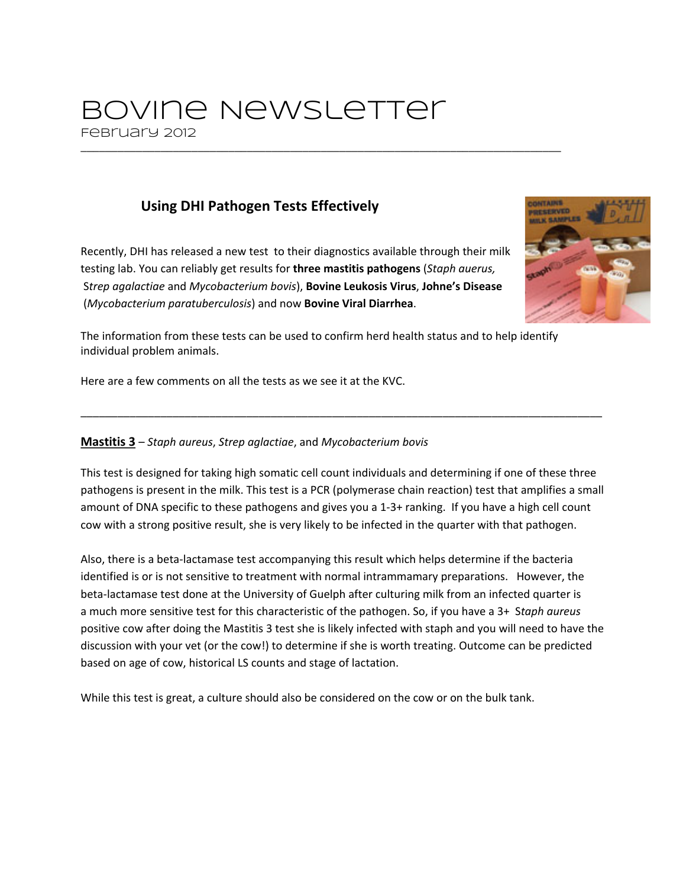# Bovine Newsletter

February 2012

## Using DHI Pathogen Tests Effectively

Recently, DHI has released a new test to their diagnostics available through their milk testing lab. You can reliably get results for **three mastitis pathogens** (*Staph auerus,* S*trep agalactiae* and *Mycobacterium bovis*), **Bovine Leukosis Virus**, **Johne's Disease** (*Mycobacterium paratuberculosis*) and now **Bovine Viral Diarrhea**.

The information from these tests can be used to confirm herd health status and to help identify individual problem animals.

Here are a few comments on all the tests as we see it at the KVC.

---

**Mastitis 3** – *Staph aureus*, *Strep aglactiae*, and *Mycobacterium bovis*

This test is designed for taking high somatic cell count individuals and determining if one of these three pathogens is present in the milk. This test is a PCR (polymerase chain reaction) test that amplifies a small amount of DNA specific to these pathogens and gives you a 1-3+ ranking. If you have a high cell count cow with a strong positive result, she is very likely to be infected in the quarter with that pathogen.

Also, there is a beta-lactamase test accompanying this result which helps determine if the bacteria identified is or is not sensitive to treatment with normal intrammamary preparations. However, the beta-lactamase test done at the University of Guelph after culturing milk from an infected quarter is a much more sensitive test for this characteristic of the pathogen. So, if you have a 3+ S*taph aureus* positive cow after doing the Mastitis 3 test she is likely infected with staph and you will need to have the discussion with your vet (or the cow!) to determine if she is worth treating. Outcome can be predicted based on age of cow, historical LS counts and stage of lactation.

While this test is great, a culture should also be considered on the cow or on the bulk tank.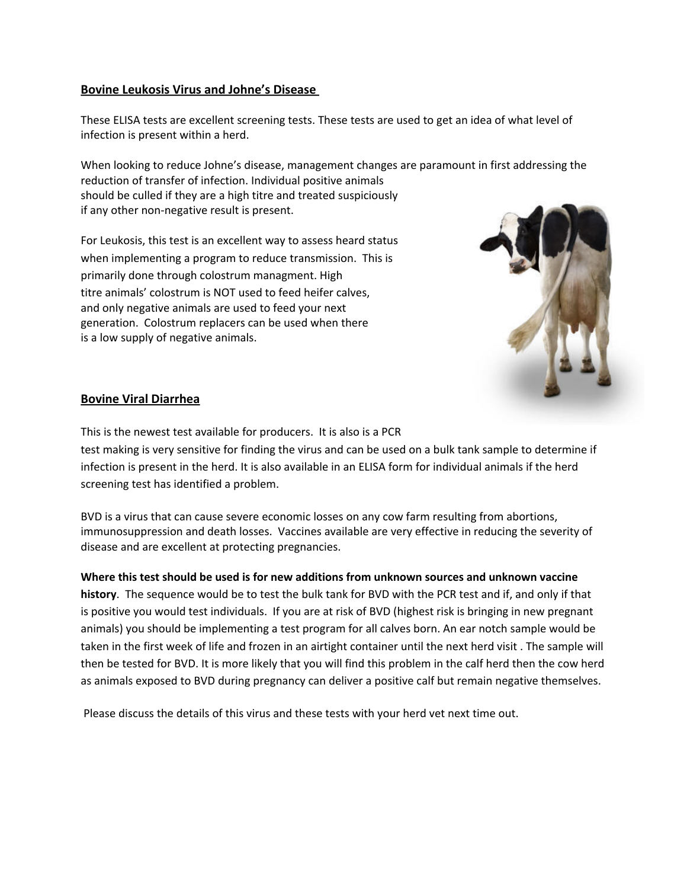## Bovine Leukosis Virus and Johne's Disease

These ELISA tests are excellent screening tests. These tests are used to get an idea of what level of infection is present within a herd.

When looking to reduce Johne's disease, management changes are paramount in first addressing the reduction of transfer of infection. Individual positive animals should be culled if they are a high titre and treated suspiciously if any other non-negative result is present.

For Leukosis, this test is an excellent way to assess heard status when implementing a program to reduce transmission. This is primarily done through colostrum managment. High titre animals' colostrum is NOT used to feed heifer calves, and only negative animals are used to feed your next generation. Colostrum replacers can be used when there is a low supply of negative animals.

## Bovine Viral Diarrhea

This is the newest test available for producers. It is also is a PCR test making is very sensitive for finding the virus and can be used on a bulk tank sample to determine if infection is present in the herd. It is also available in an ELISA form for individual animals if the herd screening test has identified a problem.

BVD is a virus that can cause severe economic losses on any cow farm resulting from abortions, immunosuppression and death losses. Vaccines available are very effective in reducing the severity of disease and are excellent at protecting pregnancies.

**Where this test should be used is for new additions from unknown sources and unknown vaccine history**. The sequence would be to test the bulk tank for BVD with the PCR test and if, and only if that is positive you would test individuals. If you are at risk of BVD (highest risk is bringing in new pregnant animals) you should be implementing a test program for all calves born. An ear notch sample would be taken in the first week of life and frozen in an airtight container until the next herd visit . The sample will then be tested for BVD. It is more likely that you will find this problem in the calf herd then the cow herd as animals exposed to BVD during pregnancy can deliver a positive calf but remain negative themselves.

Please discuss the details of this virus and these tests with your herd vet next time out.